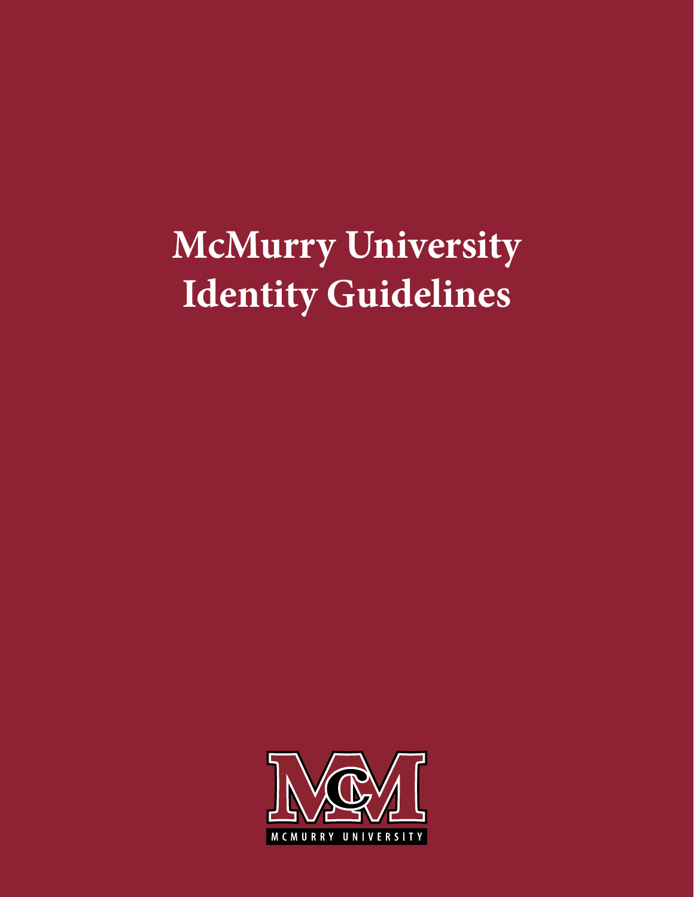# McMurry University Identity Guidelines

MCMURRY UNIVERSITY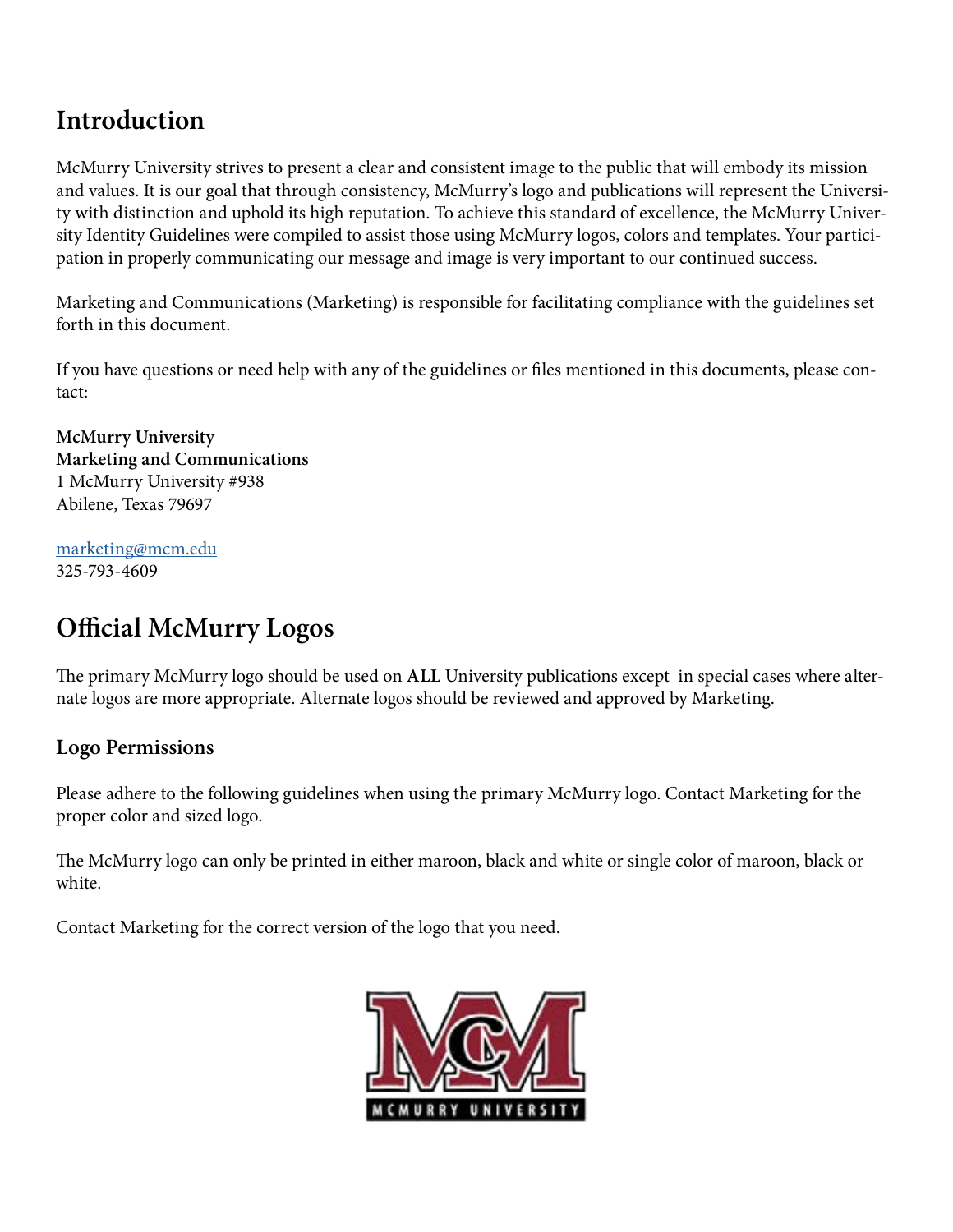## Introduction

McMurry University strives to present a clear and consistent image to the public that will embody its mission and values. It is our goal that through consistency, McMurry's logo and publications will represent the University with distinction and uphold its high reputation. To achieve this standard of excellence, the McMurry University Identity Guidelines were compiled to assist those using McMurry logos, colors and templates. Your participation in properly communicating our message and image is very important to our continued success.

Marketing and Communications (Marketing) is responsible for facilitating compliance with the guidelines set forth in this document.

If you have questions or need help with any of the guidelines or files mentioned in this documents, please contact:

**McMurry University**
**Marketing and Communications**
1 McMurry University #938
Abilene, Texas 79697

marketing@mcm.edu
325-793-4609

## Official McMurry Logos

The primary McMurry logo should be used on **ALL** University publications except in special cases where alternate logos are more appropriate. Alternate logos should be reviewed and approved by Marketing.

### Logo Permissions

Please adhere to the following guidelines when using the primary McMurry logo. Contact Marketing for the proper color and sized logo.

The McMurry logo can only be printed in either maroon, black and white or single color of maroon, black or white.

Contact Marketing for the correct version of the logo that you need.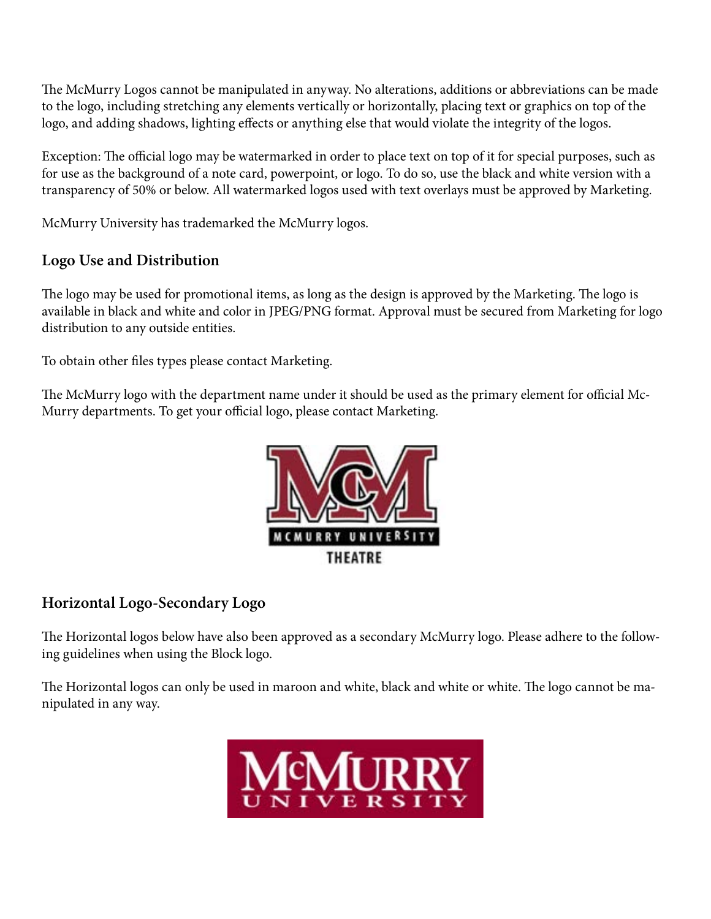The McMurry Logos cannot be manipulated in anyway. No alterations, additions or abbreviations can be made to the logo, including stretching any elements vertically or horizontally, placing text or graphics on top of the logo, and adding shadows, lighting effects or anything else that would violate the integrity of the logos.

Exception: The official logo may be watermarked in order to place text on top of it for special purposes, such as for use as the background of a note card, powerpoint, or logo. To do so, use the black and white version with a transparency of 50% or below. All watermarked logos used with text overlays must be approved by Marketing.

McMurry University has trademarked the McMurry logos.

## Logo Use and Distribution

The logo may be used for promotional items, as long as the design is approved by the Marketing. The logo is available in black and white and color in JPEG/PNG format. Approval must be secured from Marketing for logo distribution to any outside entities.

To obtain other files types please contact Marketing.

The McMurry logo with the department name under it should be used as the primary element for official McMurry departments. To get your official logo, please contact Marketing.

## Horizontal Logo-Secondary Logo

The Horizontal logos below have also been approved as a secondary McMurry logo. Please adhere to the following guidelines when using the Block logo.

The Horizontal logos can only be used in maroon and white, black and white or white. The logo cannot be manipulated in any way.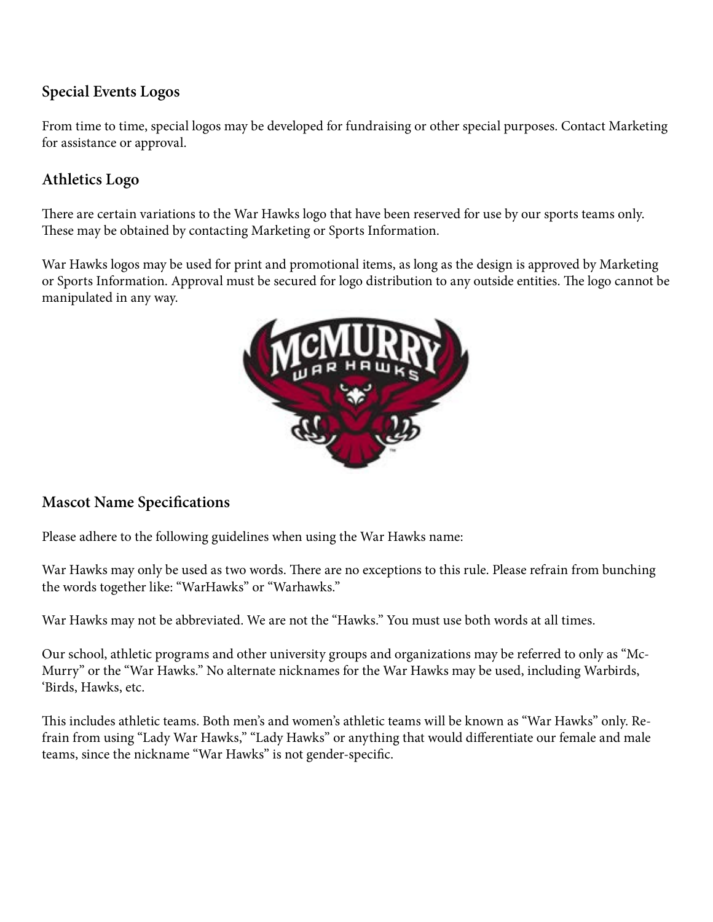## Special Events Logos

From time to time, special logos may be developed for fundraising or other special purposes. Contact Marketing for assistance or approval.

## Athletics Logo

There are certain variations to the War Hawks logo that have been reserved for use by our sports teams only. These may be obtained by contacting Marketing or Sports Information.

War Hawks logos may be used for print and promotional items, as long as the design is approved by Marketing or Sports Information. Approval must be secured for logo distribution to any outside entities. The logo cannot be manipulated in any way.

## Mascot Name Specifications

Please adhere to the following guidelines when using the War Hawks name:

War Hawks may only be used as two words. There are no exceptions to this rule. Please refrain from bunching the words together like: "WarHawks" or "Warhawks."

War Hawks may not be abbreviated. We are not the "Hawks." You must use both words at all times.

Our school, athletic programs and other university groups and organizations may be referred to only as "McMurry" or the "War Hawks." No alternate nicknames for the War Hawks may be used, including Warbirds, 'Birds, Hawks, etc.

This includes athletic teams. Both men's and women's athletic teams will be known as "War Hawks" only. Refrain from using "Lady War Hawks," "Lady Hawks" or anything that would differentiate our female and male teams, since the nickname "War Hawks" is not gender-specific.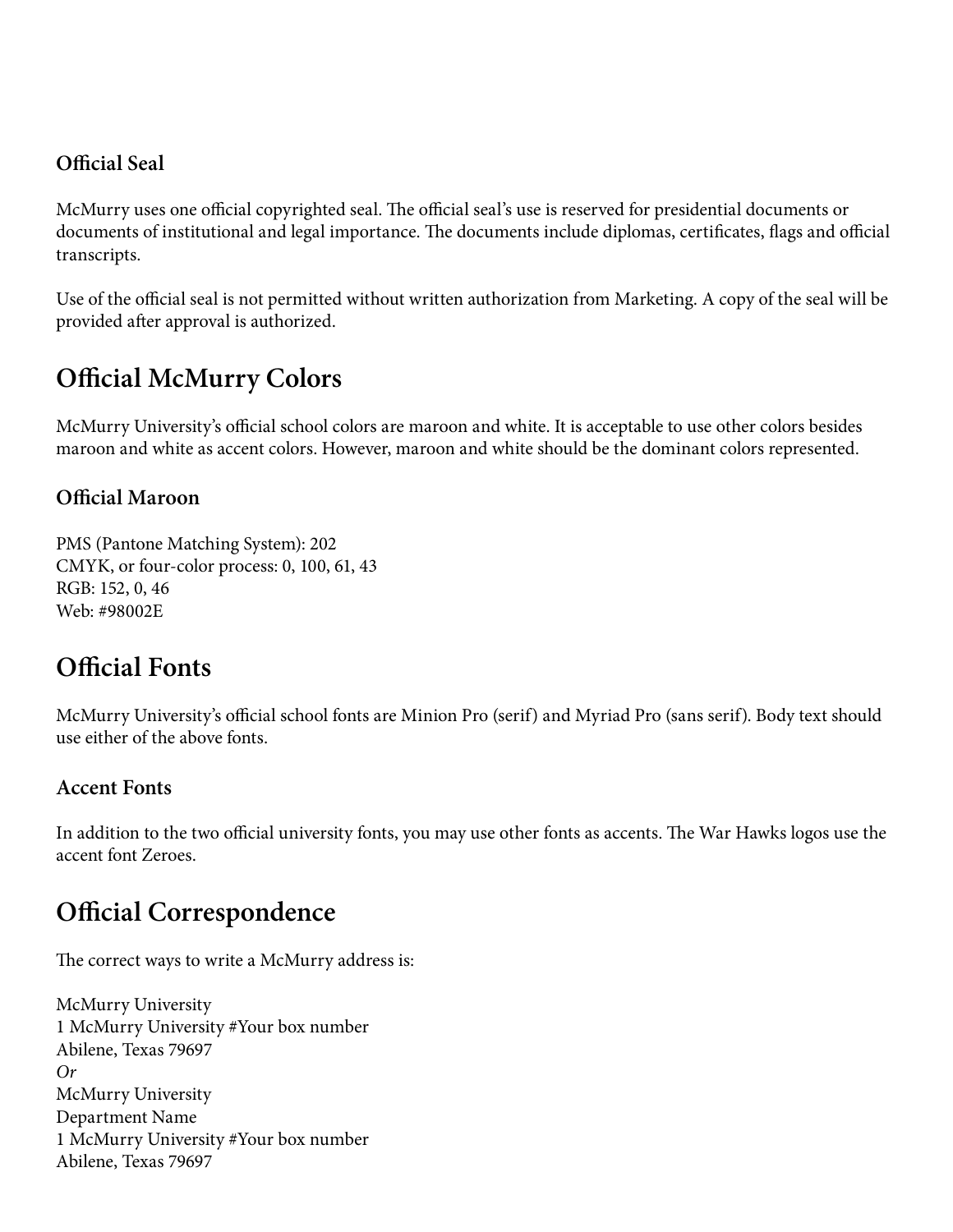### Official Seal

McMurry uses one official copyrighted seal. The official seal's use is reserved for presidential documents or documents of institutional and legal importance. The documents include diplomas, certificates, flags and official transcripts.

Use of the official seal is not permitted without written authorization from Marketing. A copy of the seal will be provided after approval is authorized.

## Official McMurry Colors

McMurry University's official school colors are maroon and white. It is acceptable to use other colors besides maroon and white as accent colors. However, maroon and white should be the dominant colors represented.

### Official Maroon

PMS (Pantone Matching System): 202
CMYK, or four-color process: 0, 100, 61, 43
RGB: 152, 0, 46
Web: #98002E

## Official Fonts

McMurry University's official school fonts are Minion Pro (serif) and Myriad Pro (sans serif). Body text should use either of the above fonts.

### Accent Fonts

In addition to the two official university fonts, you may use other fonts as accents. The War Hawks logos use the accent font Zeroes.

## Official Correspondence

The correct ways to write a McMurry address is:

McMurry University
1 McMurry University #Your box number
Abilene, Texas 79697
*Or*
McMurry University
Department Name
1 McMurry University #Your box number
Abilene, Texas 79697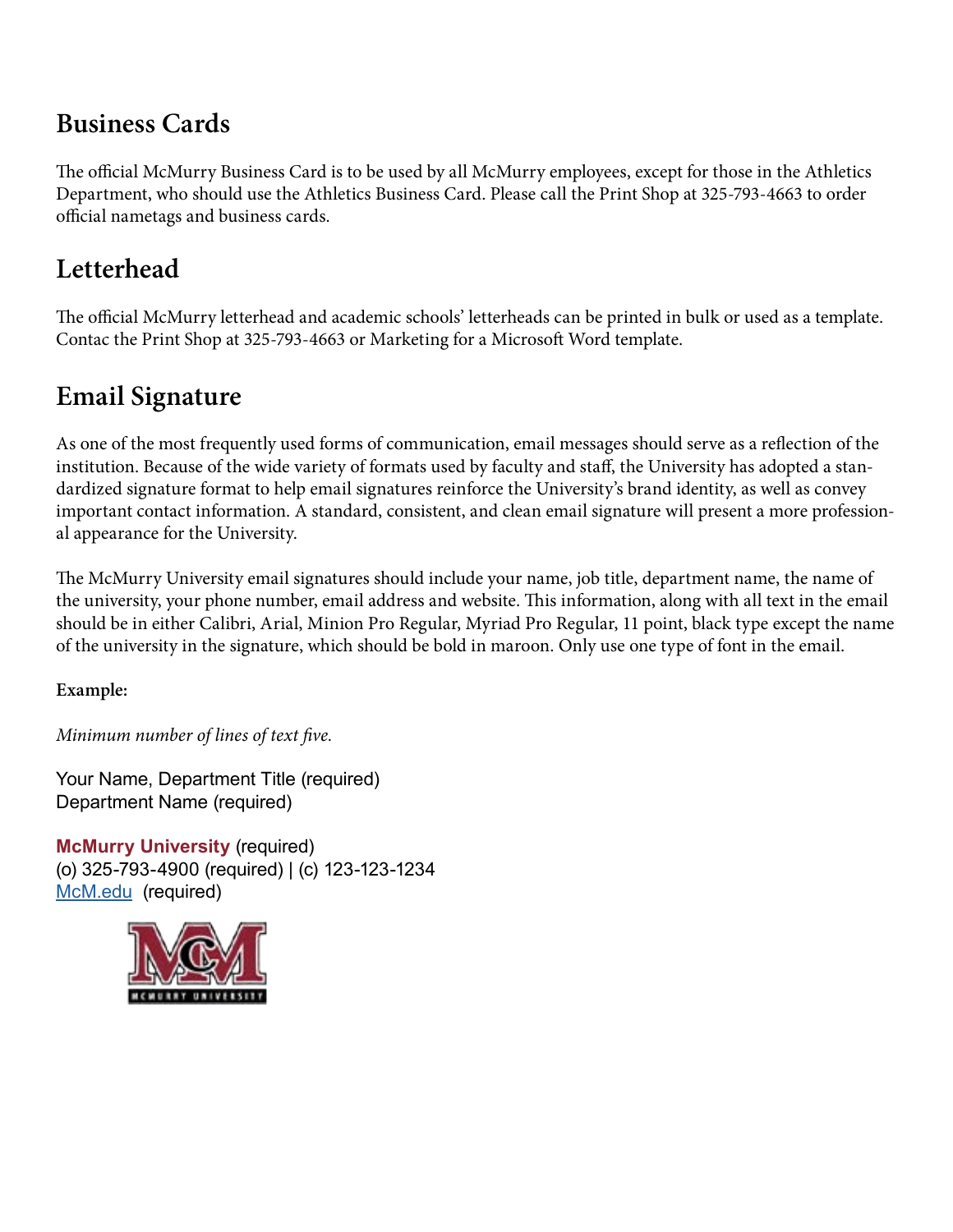## Business Cards

The official McMurry Business Card is to be used by all McMurry employees, except for those in the Athletics Department, who should use the Athletics Business Card. Please call the Print Shop at 325-793-4663 to order official nametags and business cards.

## Letterhead

The official McMurry letterhead and academic schools' letterheads can be printed in bulk or used as a template. Contac the Print Shop at 325-793-4663 or Marketing for a Microsoft Word template.

## Email Signature

As one of the most frequently used forms of communication, email messages should serve as a reflection of the institution. Because of the wide variety of formats used by faculty and staff, the University has adopted a standardized signature format to help email signatures reinforce the University's brand identity, as well as convey important contact information. A standard, consistent, and clean email signature will present a more professional appearance for the University.

The McMurry University email signatures should include your name, job title, department name, the name of the university, your phone number, email address and website. This information, along with all text in the email should be in either Calibri, Arial, Minion Pro Regular, Myriad Pro Regular, 11 point, black type except the name of the university in the signature, which should be bold in maroon. Only use one type of font in the email.

**Example:**

*Minimum number of lines of text five.*

Your Name, Department Title (required)
Department Name (required)

**McMurry University** (required)
(o) 325-793-4900 (required) | (c) 123-123-1234
McM.edu (required)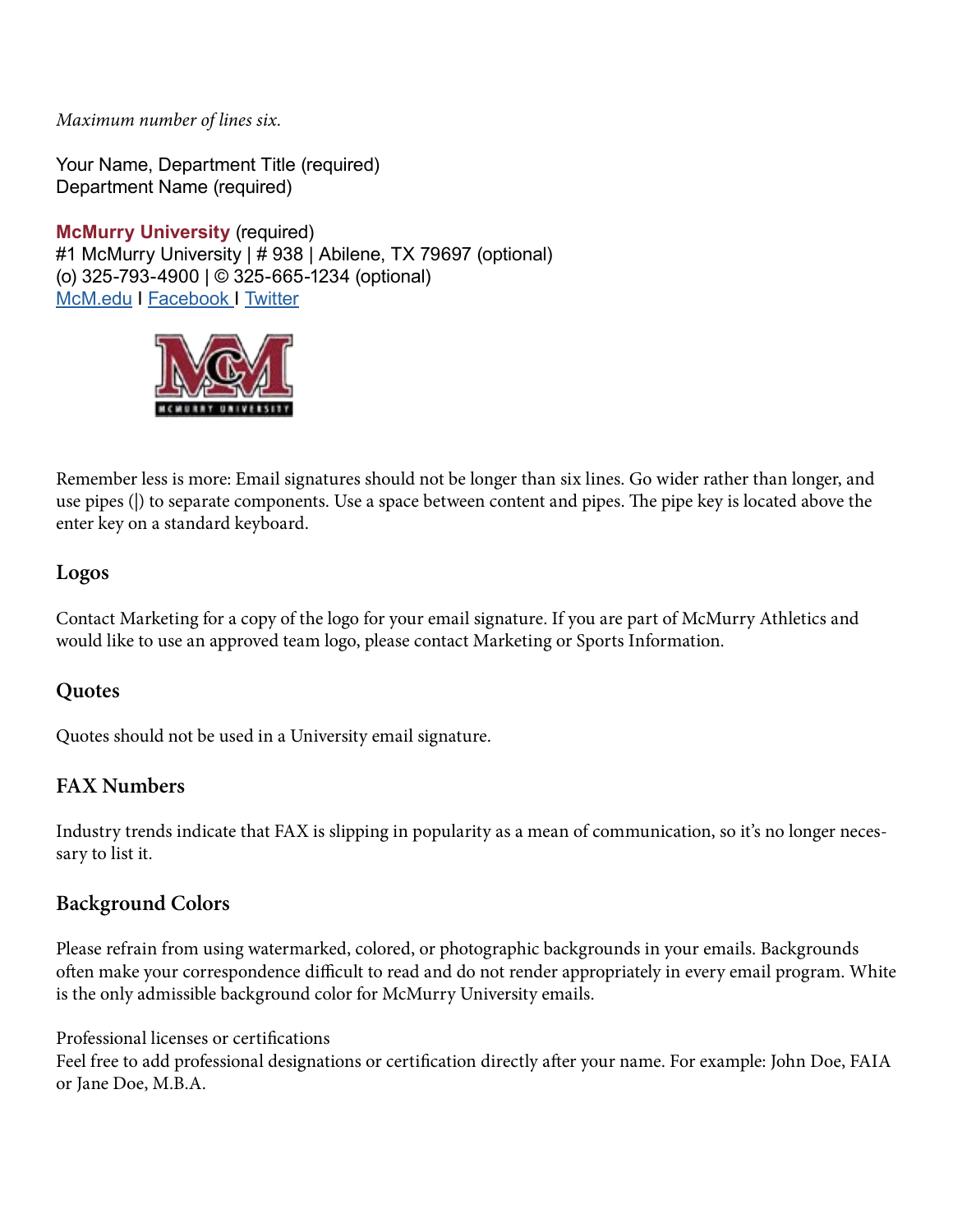*Maximum number of lines six.*

Your Name, Department Title (required)
Department Name (required)

**McMurry University** (required)
#1 McMurry University | # 938 | Abilene, TX 79697 (optional)
(o) 325-793-4900 | © 325-665-1234 (optional)
McM.edu I Facebook I Twitter

Remember less is more: Email signatures should not be longer than six lines. Go wider rather than longer, and use pipes (|) to separate components. Use a space between content and pipes. The pipe key is located above the enter key on a standard keyboard.

## Logos

Contact Marketing for a copy of the logo for your email signature. If you are part of McMurry Athletics and would like to use an approved team logo, please contact Marketing or Sports Information.

## Quotes

Quotes should not be used in a University email signature.

## FAX Numbers

Industry trends indicate that FAX is slipping in popularity as a mean of communication, so it's no longer necessary to list it.

## Background Colors

Please refrain from using watermarked, colored, or photographic backgrounds in your emails. Backgrounds often make your correspondence difficult to read and do not render appropriately in every email program. White is the only admissible background color for McMurry University emails.

Professional licenses or certifications
Feel free to add professional designations or certification directly after your name. For example: John Doe, FAIA or Jane Doe, M.B.A.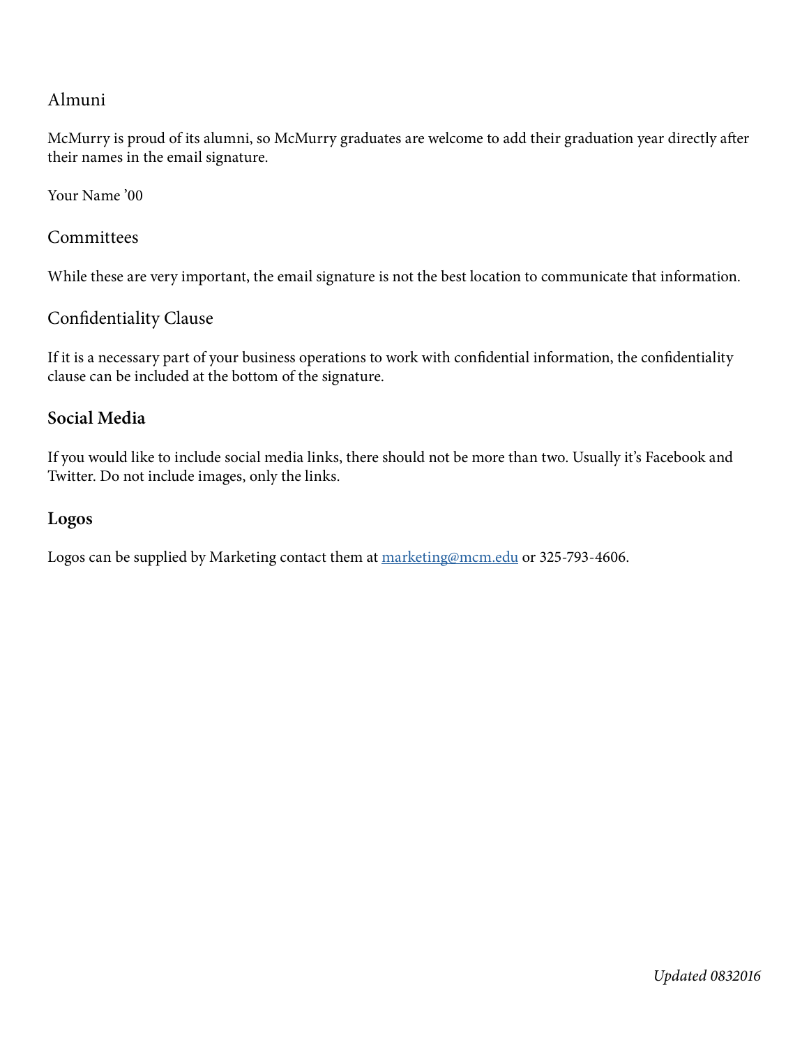## Almuni

McMurry is proud of its alumni, so McMurry graduates are welcome to add their graduation year directly after their names in the email signature.

Your Name ’00

## Committees

While these are very important, the email signature is not the best location to communicate that information.

## Confidentiality Clause

If it is a necessary part of your business operations to work with confidential information, the confidentiality clause can be included at the bottom of the signature.

## **Social Media**

If you would like to include social media links, there should not be more than two. Usually it’s Facebook and Twitter. Do not include images, only the links.

## **Logos**

Logos can be supplied by Marketing contact them at marketing@mcm.edu or 325-793-4606.

*Updated 0832016*